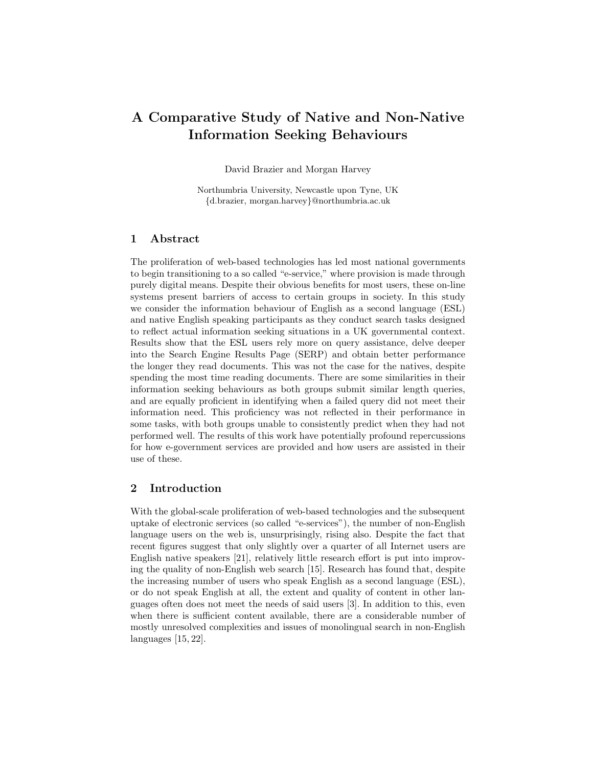# A Comparative Study of Native and Non-Native Information Seeking Behaviours

David Brazier and Morgan Harvey

Northumbria University, Newcastle upon Tyne, UK
{d.brazier, morgan.harvey}@northumbria.ac.uk

## 1 Abstract

The proliferation of web-based technologies has led most national governments to begin transitioning to a so called "e-service," where provision is made through purely digital means. Despite their obvious benefits for most users, these on-line systems present barriers of access to certain groups in society. In this study we consider the information behaviour of English as a second language (ESL) and native English speaking participants as they conduct search tasks designed to reflect actual information seeking situations in a UK governmental context. Results show that the ESL users rely more on query assistance, delve deeper into the Search Engine Results Page (SERP) and obtain better performance the longer they read documents. This was not the case for the natives, despite spending the most time reading documents. There are some similarities in their information seeking behaviours as both groups submit similar length queries, and are equally proficient in identifying when a failed query did not meet their information need. This proficiency was not reflected in their performance in some tasks, with both groups unable to consistently predict when they had not performed well. The results of this work have potentially profound repercussions for how e-government services are provided and how users are assisted in their use of these.

## 2 Introduction

With the global-scale proliferation of web-based technologies and the subsequent uptake of electronic services (so called "e-services"), the number of non-English language users on the web is, unsurprisingly, rising also. Despite the fact that recent figures suggest that only slightly over a quarter of all Internet users are English native speakers [21], relatively little research effort is put into improving the quality of non-English web search [15]. Research has found that, despite the increasing number of users who speak English as a second language (ESL), or do not speak English at all, the extent and quality of content in other languages often does not meet the needs of said users [3]. In addition to this, even when there is sufficient content available, there are a considerable number of mostly unresolved complexities and issues of monolingual search in non-English languages [15, 22].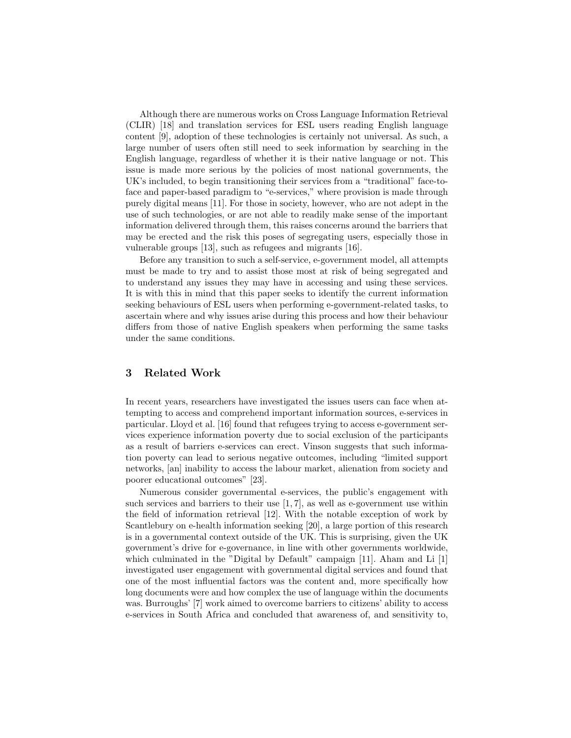Although there are numerous works on Cross Language Information Retrieval (CLIR) [18] and translation services for ESL users reading English language content [9], adoption of these technologies is certainly not universal. As such, a large number of users often still need to seek information by searching in the English language, regardless of whether it is their native language or not. This issue is made more serious by the policies of most national governments, the UK's included, to begin transitioning their services from a "traditional" face-to-face and paper-based paradigm to "e-services," where provision is made through purely digital means [11]. For those in society, however, who are not adept in the use of such technologies, or are not able to readily make sense of the important information delivered through them, this raises concerns around the barriers that may be erected and the risk this poses of segregating users, especially those in vulnerable groups [13], such as refugees and migrants [16].

Before any transition to such a self-service, e-government model, all attempts must be made to try and to assist those most at risk of being segregated and to understand any issues they may have in accessing and using these services. It is with this in mind that this paper seeks to identify the current information seeking behaviours of ESL users when performing e-government-related tasks, to ascertain where and why issues arise during this process and how their behaviour differs from those of native English speakers when performing the same tasks under the same conditions.

## 3 Related Work

In recent years, researchers have investigated the issues users can face when attempting to access and comprehend important information sources, e-services in particular. Lloyd et al. [16] found that refugees trying to access e-government services experience information poverty due to social exclusion of the participants as a result of barriers e-services can erect. Vinson suggests that such information poverty can lead to serious negative outcomes, including "limited support networks, [an] inability to access the labour market, alienation from society and poorer educational outcomes" [23].

Numerous consider governmental e-services, the public's engagement with such services and barriers to their use [1, 7], as well as e-government use within the field of information retrieval [12]. With the notable exception of work by Scantlebury on e-health information seeking [20], a large portion of this research is in a governmental context outside of the UK. This is surprising, given the UK government's drive for e-governance, in line with other governments worldwide, which culminated in the "Digital by Default" campaign [11]. Aham and Li [1] investigated user engagement with governmental digital services and found that one of the most influential factors was the content and, more specifically how long documents were and how complex the use of language within the documents was. Burroughs' [7] work aimed to overcome barriers to citizens' ability to access e-services in South Africa and concluded that awareness of, and sensitivity to,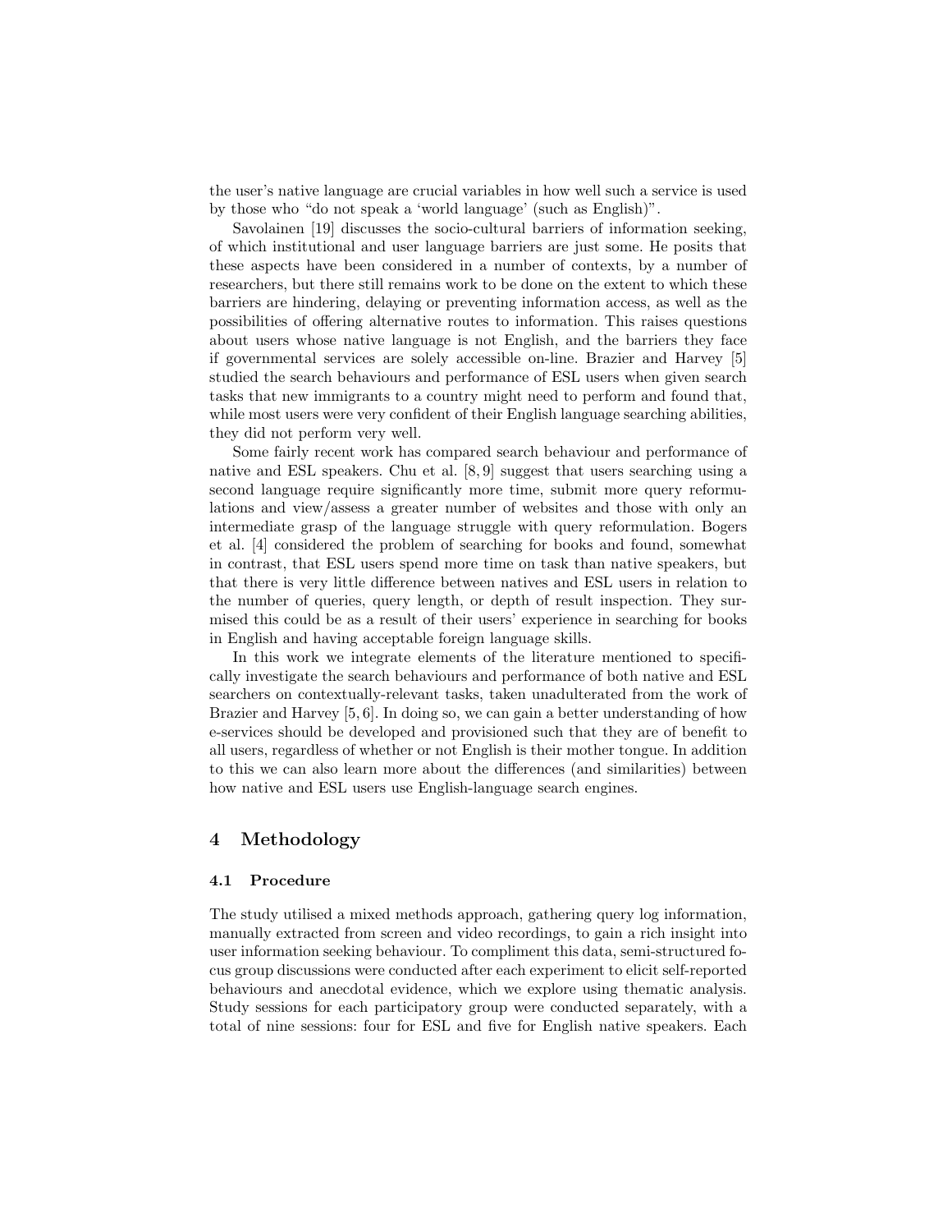the user's native language are crucial variables in how well such a service is used by those who "do not speak a 'world language' (such as English)".

Savolainen [19] discusses the socio-cultural barriers of information seeking, of which institutional and user language barriers are just some. He posits that these aspects have been considered in a number of contexts, by a number of researchers, but there still remains work to be done on the extent to which these barriers are hindering, delaying or preventing information access, as well as the possibilities of offering alternative routes to information. This raises questions about users whose native language is not English, and the barriers they face if governmental services are solely accessible on-line. Brazier and Harvey [5] studied the search behaviours and performance of ESL users when given search tasks that new immigrants to a country might need to perform and found that, while most users were very confident of their English language searching abilities, they did not perform very well.

Some fairly recent work has compared search behaviour and performance of native and ESL speakers. Chu et al. [8, 9] suggest that users searching using a second language require significantly more time, submit more query reformulations and view/assess a greater number of websites and those with only an intermediate grasp of the language struggle with query reformulation. Bogers et al. [4] considered the problem of searching for books and found, somewhat in contrast, that ESL users spend more time on task than native speakers, but that there is very little difference between natives and ESL users in relation to the number of queries, query length, or depth of result inspection. They surmised this could be as a result of their users' experience in searching for books in English and having acceptable foreign language skills.

In this work we integrate elements of the literature mentioned to specifically investigate the search behaviours and performance of both native and ESL searchers on contextually-relevant tasks, taken unadulterated from the work of Brazier and Harvey [5, 6]. In doing so, we can gain a better understanding of how e-services should be developed and provisioned such that they are of benefit to all users, regardless of whether or not English is their mother tongue. In addition to this we can also learn more about the differences (and similarities) between how native and ESL users use English-language search engines.

## 4 Methodology

### 4.1 Procedure

The study utilised a mixed methods approach, gathering query log information, manually extracted from screen and video recordings, to gain a rich insight into user information seeking behaviour. To compliment this data, semi-structured focus group discussions were conducted after each experiment to elicit self-reported behaviours and anecdotal evidence, which we explore using thematic analysis. Study sessions for each participatory group were conducted separately, with a total of nine sessions: four for ESL and five for English native speakers. Each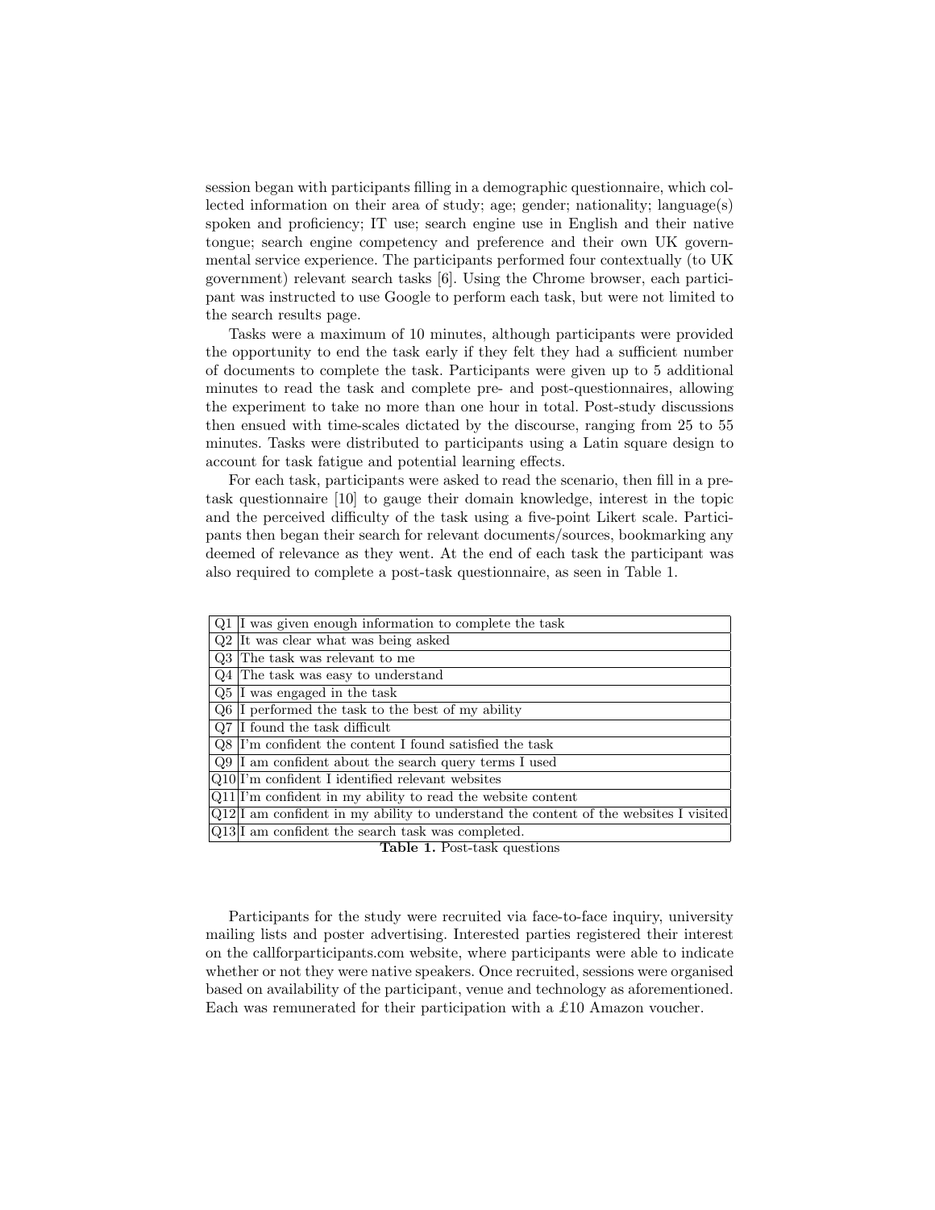session began with participants filling in a demographic questionnaire, which collected information on their area of study; age; gender; nationality; language(s) spoken and proficiency; IT use; search engine use in English and their native tongue; search engine competency and preference and their own UK governmental service experience. The participants performed four contextually (to UK government) relevant search tasks [6]. Using the Chrome browser, each participant was instructed to use Google to perform each task, but were not limited to the search results page.

Tasks were a maximum of 10 minutes, although participants were provided the opportunity to end the task early if they felt they had a sufficient number of documents to complete the task. Participants were given up to 5 additional minutes to read the task and complete pre- and post-questionnaires, allowing the experiment to take no more than one hour in total. Post-study discussions then ensued with time-scales dictated by the discourse, ranging from 25 to 55 minutes. Tasks were distributed to participants using a Latin square design to account for task fatigue and potential learning effects.

For each task, participants were asked to read the scenario, then fill in a pre-task questionnaire [10] to gauge their domain knowledge, interest in the topic and the perceived difficulty of the task using a five-point Likert scale. Participants then began their search for relevant documents/sources, bookmarking any deemed of relevance as they went. At the end of each task the participant was also required to complete a post-task questionnaire, as seen in Table 1.

| | |
|---|---|
| Q1 | I was given enough information to complete the task |
| Q2 | It was clear what was being asked |
| Q3 | The task was relevant to me |
| Q4 | The task was easy to understand |
| Q5 | I was engaged in the task |
| Q6 | I performed the task to the best of my ability |
| Q7 | I found the task difficult |
| Q8 | I'm confident the content I found satisfied the task |
| Q9 | I am confident about the search query terms I used |
| Q10 | I'm confident I identified relevant websites |
| Q11 | I'm confident in my ability to read the website content |
| Q12 | I am confident in my ability to understand the content of the websites I visited |
| Q13 | I am confident the search task was completed. |

**Table 1.** Post-task questions

Participants for the study were recruited via face-to-face inquiry, university mailing lists and poster advertising. Interested parties registered their interest on the callforparticipants.com website, where participants were able to indicate whether or not they were native speakers. Once recruited, sessions were organised based on availability of the participant, venue and technology as aforementioned. Each was remunerated for their participation with a £10 Amazon voucher.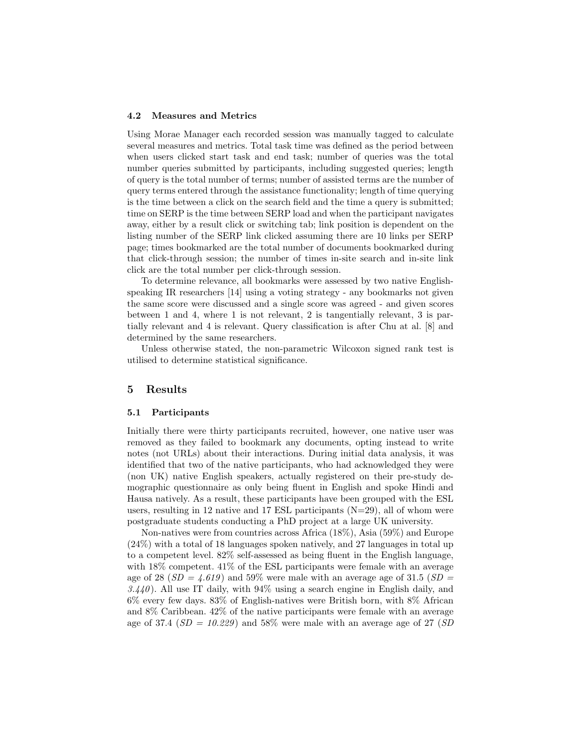### 4.2 Measures and Metrics

Using Morae Manager each recorded session was manually tagged to calculate several measures and metrics. Total task time was defined as the period between when users clicked start task and end task; number of queries was the total number queries submitted by participants, including suggested queries; length of query is the total number of terms; number of assisted terms are the number of query terms entered through the assistance functionality; length of time querying is the time between a click on the search field and the time a query is submitted; time on SERP is the time between SERP load and when the participant navigates away, either by a result click or switching tab; link position is dependent on the listing number of the SERP link clicked assuming there are 10 links per SERP page; times bookmarked are the total number of documents bookmarked during that click-through session; the number of times in-site search and in-site link click are the total number per click-through session.

To determine relevance, all bookmarks were assessed by two native English-speaking IR researchers [14] using a voting strategy - any bookmarks not given the same score were discussed and a single score was agreed - and given scores between 1 and 4, where 1 is not relevant, 2 is tangentially relevant, 3 is partially relevant and 4 is relevant. Query classification is after Chu at al. [8] and determined by the same researchers.

Unless otherwise stated, the non-parametric Wilcoxon signed rank test is utilised to determine statistical significance.

## 5 Results

### 5.1 Participants

Initially there were thirty participants recruited, however, one native user was removed as they failed to bookmark any documents, opting instead to write notes (not URLs) about their interactions. During initial data analysis, it was identified that two of the native participants, who had acknowledged they were (non UK) native English speakers, actually registered on their pre-study demographic questionnaire as only being fluent in English and spoke Hindi and Hausa natively. As a result, these participants have been grouped with the ESL users, resulting in 12 native and 17 ESL participants (N=29), all of whom were postgraduate students conducting a PhD project at a large UK university.

Non-natives were from countries across Africa (18%), Asia (59%) and Europe (24%) with a total of 18 languages spoken natively, and 27 languages in total up to a competent level. 82% self-assessed as being fluent in the English language, with 18% competent. 41% of the ESL participants were female with an average age of 28 (*SD = 4.619*) and 59% were male with an average age of 31.5 (*SD = 3.440*). All use IT daily, with 94% using a search engine in English daily, and 6% every few days. 83% of English-natives were British born, with 8% African and 8% Caribbean. 42% of the native participants were female with an average age of 37.4 (*SD = 10.229*) and 58% were male with an average age of 27 (*SD*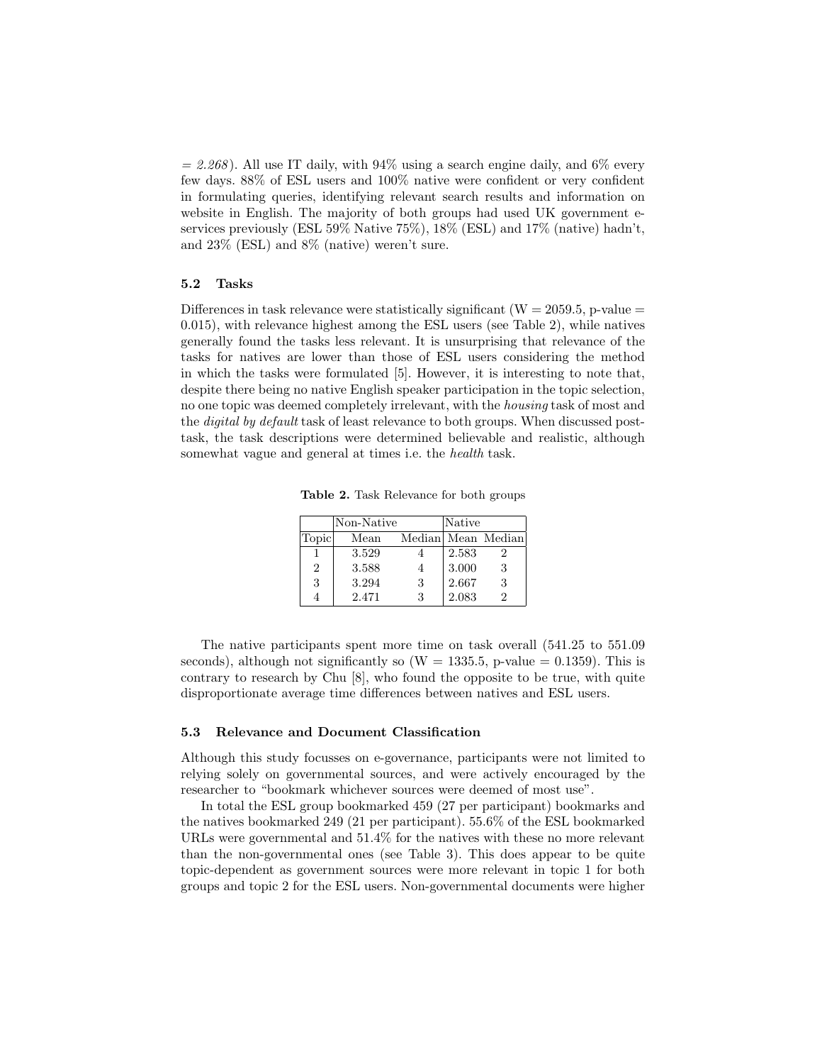$= 2.268$). All use IT daily, with 94% using a search engine daily, and 6% every few days. 88% of ESL users and 100% native were confident or very confident in formulating queries, identifying relevant search results and information on website in English. The majority of both groups had used UK government e-services previously (ESL 59% Native 75%), 18% (ESL) and 17% (native) hadn't, and 23% (ESL) and 8% (native) weren't sure.

### 5.2 Tasks

Differences in task relevance were statistically significant (W = 2059.5, p-value = 0.015), with relevance highest among the ESL users (see Table 2), while natives generally found the tasks less relevant. It is unsurprising that relevance of the tasks for natives are lower than those of ESL users considering the method in which the tasks were formulated [5]. However, it is interesting to note that, despite there being no native English speaker participation in the topic selection, no one topic was deemed completely irrelevant, with the *housing* task of most and the *digital by default* task of least relevance to both groups. When discussed post-task, the task descriptions were determined believable and realistic, although somewhat vague and general at times i.e. the *health* task.

**Table 2.** Task Relevance for both groups

| | Non-Native | | Native | |
|---|---|---|---|---|
| Topic | Mean | Median | Mean | Median |
| 1 | 3.529 | 4 | 2.583 | 2 |
| 2 | 3.588 | 4 | 3.000 | 3 |
| 3 | 3.294 | 3 | 2.667 | 3 |
| 4 | 2.471 | 3 | 2.083 | 2 |

The native participants spent more time on task overall (541.25 to 551.09 seconds), although not significantly so (W = 1335.5, p-value = 0.1359). This is contrary to research by Chu [8], who found the opposite to be true, with quite disproportionate average time differences between natives and ESL users.

### 5.3 Relevance and Document Classification

Although this study focusses on e-governance, participants were not limited to relying solely on governmental sources, and were actively encouraged by the researcher to "bookmark whichever sources were deemed of most use".

In total the ESL group bookmarked 459 (27 per participant) bookmarks and the natives bookmarked 249 (21 per participant). 55.6% of the ESL bookmarked URLs were governmental and 51.4% for the natives with these no more relevant than the non-governmental ones (see Table 3). This does appear to be quite topic-dependent as government sources were more relevant in topic 1 for both groups and topic 2 for the ESL users. Non-governmental documents were higher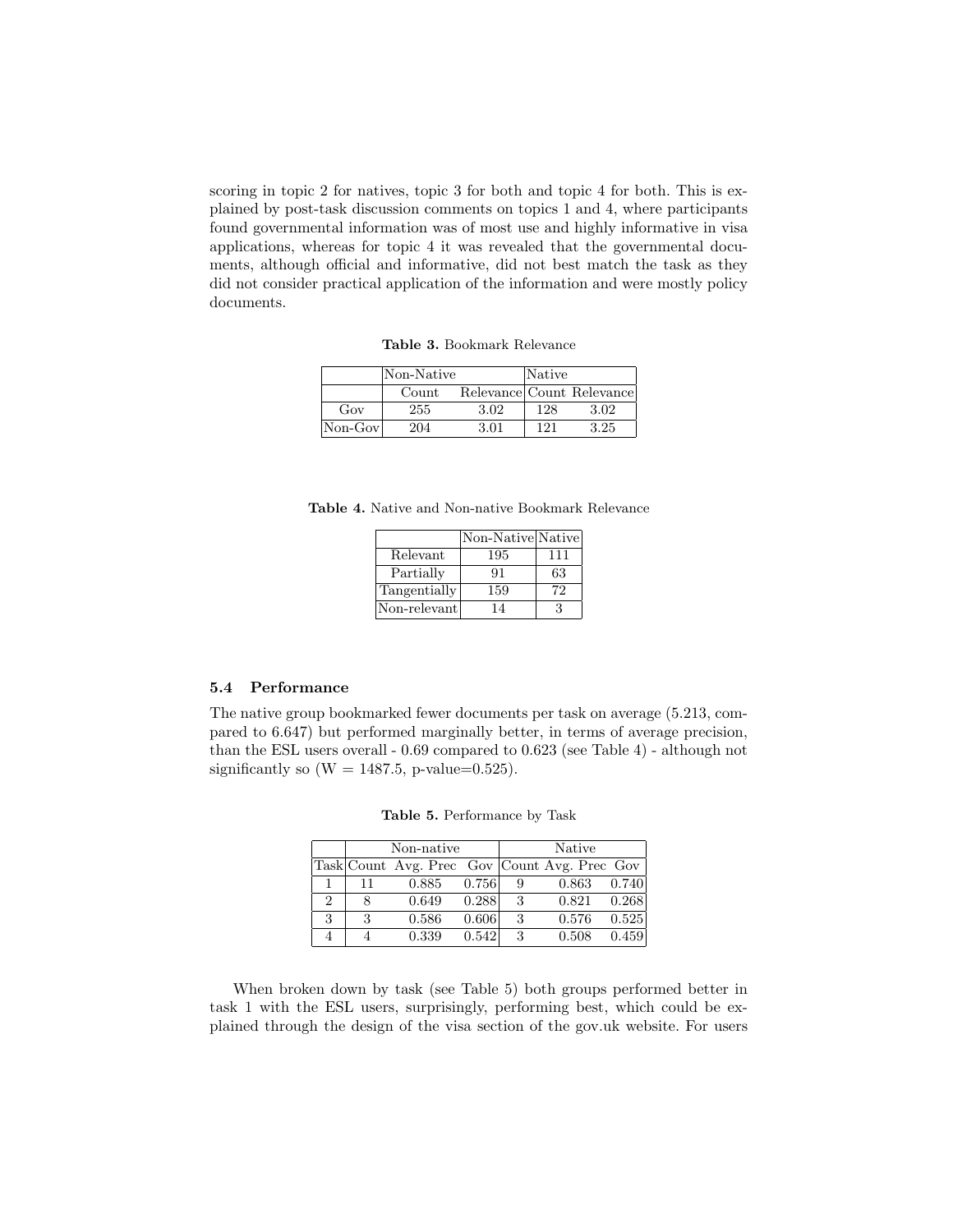scoring in topic 2 for natives, topic 3 for both and topic 4 for both. This is explained by post-task discussion comments on topics 1 and 4, where participants found governmental information was of most use and highly informative in visa applications, whereas for topic 4 it was revealed that the governmental documents, although official and informative, did not best match the task as they did not consider practical application of the information and were mostly policy documents.

**Table 3.** Bookmark Relevance

| | Non-Native | | Native | |
|---|---|---|---|---|
| | Count | Relevance | Count | Relevance |
| Gov | 255 | 3.02 | 128 | 3.02 |
| Non-Gov | 204 | 3.01 | 121 | 3.25 |

**Table 4.** Native and Non-native Bookmark Relevance

| | Non-Native | Native |
|---|---|---|
| Relevant | 195 | 111 |
| Partially | 91 | 63 |
| Tangentially | 159 | 72 |
| Non-relevant | 14 | 3 |

### 5.4 Performance

The native group bookmarked fewer documents per task on average (5.213, compared to 6.647) but performed marginally better, in terms of average precision, than the ESL users overall - 0.69 compared to 0.623 (see Table 4) - although not significantly so ($W = 1487.5$, p-value=0.525).

**Table 5.** Performance by Task

| | Non-native | | | Native | | |
|---|---|---|---|---|---|---|
| Task | Count | Avg. Prec | Gov | Count | Avg. Prec | Gov |
| 1 | 11 | 0.885 | 0.756 | 9 | 0.863 | 0.740 |
| 2 | 8 | 0.649 | 0.288 | 3 | 0.821 | 0.268 |
| 3 | 3 | 0.586 | 0.606 | 3 | 0.576 | 0.525 |
| 4 | 4 | 0.339 | 0.542 | 3 | 0.508 | 0.459 |

When broken down by task (see Table 5) both groups performed better in task 1 with the ESL users, surprisingly, performing best, which could be explained through the design of the visa section of the gov.uk website. For users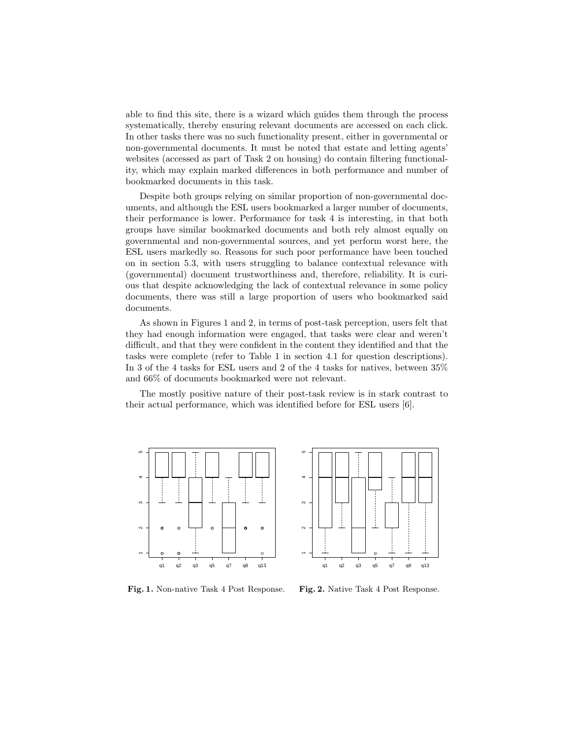able to find this site, there is a wizard which guides them through the process systematically, thereby ensuring relevant documents are accessed on each click. In other tasks there was no such functionality present, either in governmental or non-governmental documents. It must be noted that estate and letting agents' websites (accessed as part of Task 2 on housing) do contain filtering functionality, which may explain marked differences in both performance and number of bookmarked documents in this task.

Despite both groups relying on similar proportion of non-governmental documents, and although the ESL users bookmarked a larger number of documents, their performance is lower. Performance for task 4 is interesting, in that both groups have similar bookmarked documents and both rely almost equally on governmental and non-governmental sources, and yet perform worst here, the ESL users markedly so. Reasons for such poor performance have been touched on in section 5.3, with users struggling to balance contextual relevance with (governmental) document trustworthiness and, therefore, reliability. It is curious that despite acknowledging the lack of contextual relevance in some policy documents, there was still a large proportion of users who bookmarked said documents.

As shown in Figures 1 and 2, in terms of post-task perception, users felt that they had enough information were engaged, that tasks were clear and weren't difficult, and that they were confident in the content they identified and that the tasks were complete (refer to Table 1 in section 4.1 for question descriptions). In 3 of the 4 tasks for ESL users and 2 of the 4 tasks for natives, between 35% and 66% of documents bookmarked were not relevant.

The mostly positive nature of their post-task review is in stark contrast to their actual performance, which was identified before for ESL users [6].

5
4
3
2
1
q1 q2 q3 q5 q7 q8 q13

**Fig. 1.** Non-native Task 4 Post Response.

5
4
3
2
1
q1 q2 q3 q5 q7 q8 q13

**Fig. 2.** Native Task 4 Post Response.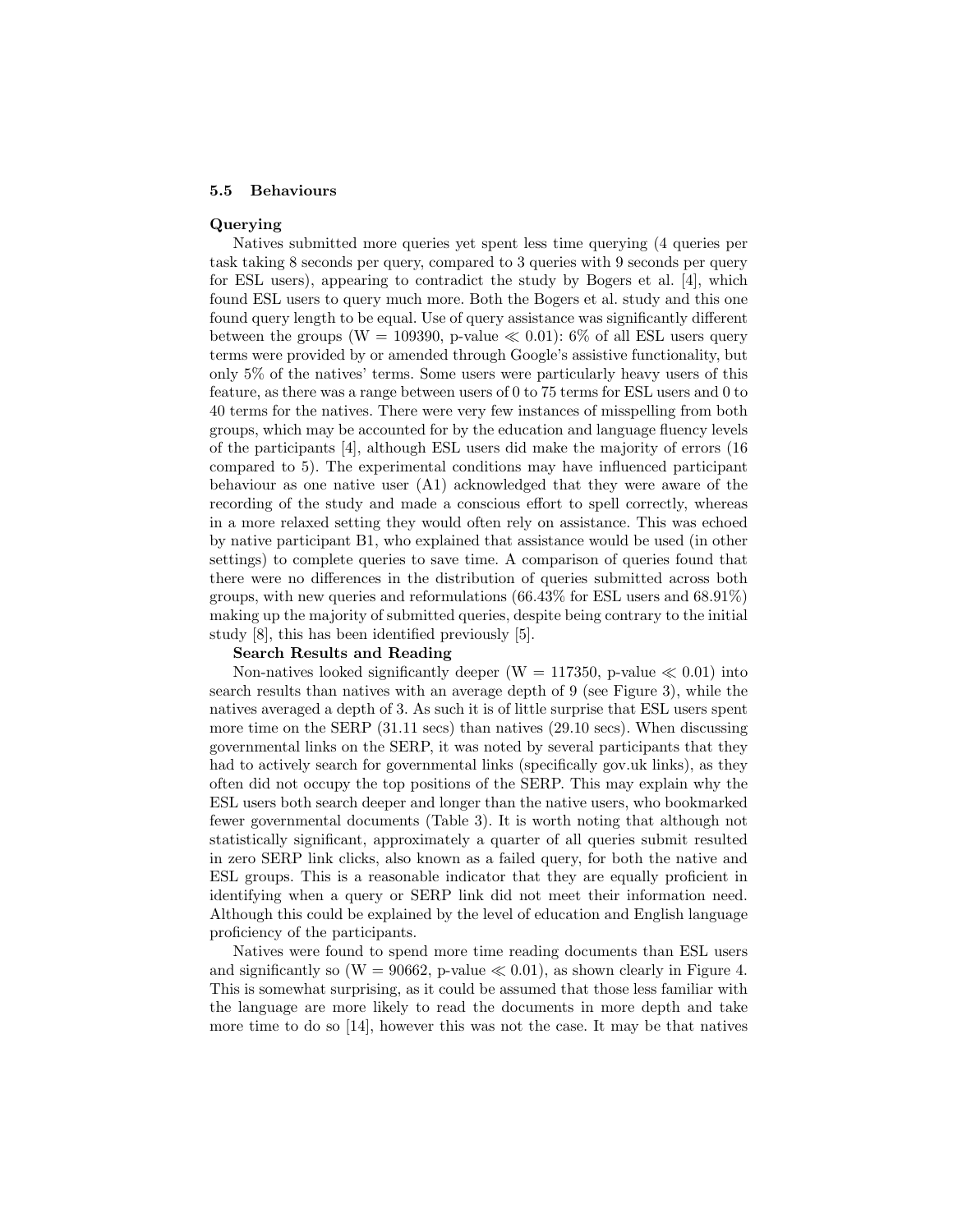### 5.5 Behaviours

**Querying**

Natives submitted more queries yet spent less time querying (4 queries per task taking 8 seconds per query, compared to 3 queries with 9 seconds per query for ESL users), appearing to contradict the study by Bogers et al. [4], which found ESL users to query much more. Both the Bogers et al. study and this one found query length to be equal. Use of query assistance was significantly different between the groups (W = 109390, p-value $\ll 0.01$): 6% of all ESL users query terms were provided by or amended through Google's assistive functionality, but only 5% of the natives' terms. Some users were particularly heavy users of this feature, as there was a range between users of 0 to 75 terms for ESL users and 0 to 40 terms for the natives. There were very few instances of misspelling from both groups, which may be accounted for by the education and language fluency levels of the participants [4], although ESL users did make the majority of errors (16 compared to 5). The experimental conditions may have influenced participant behaviour as one native user (A1) acknowledged that they were aware of the recording of the study and made a conscious effort to spell correctly, whereas in a more relaxed setting they would often rely on assistance. This was echoed by native participant B1, who explained that assistance would be used (in other settings) to complete queries to save time. A comparison of queries found that there were no differences in the distribution of queries submitted across both groups, with new queries and reformulations (66.43% for ESL users and 68.91%) making up the majority of submitted queries, despite being contrary to the initial study [8], this has been identified previously [5].

**Search Results and Reading**

Non-natives looked significantly deeper (W = 117350, p-value $\ll 0.01$) into search results than natives with an average depth of 9 (see Figure 3), while the natives averaged a depth of 3. As such it is of little surprise that ESL users spent more time on the SERP (31.11 secs) than natives (29.10 secs). When discussing governmental links on the SERP, it was noted by several participants that they had to actively search for governmental links (specifically gov.uk links), as they often did not occupy the top positions of the SERP. This may explain why the ESL users both search deeper and longer than the native users, who bookmarked fewer governmental documents (Table 3). It is worth noting that although not statistically significant, approximately a quarter of all queries submit resulted in zero SERP link clicks, also known as a failed query, for both the native and ESL groups. This is a reasonable indicator that they are equally proficient in identifying when a query or SERP link did not meet their information need. Although this could be explained by the level of education and English language proficiency of the participants.

Natives were found to spend more time reading documents than ESL users and significantly so (W = 90662, p-value $\ll 0.01$), as shown clearly in Figure 4. This is somewhat surprising, as it could be assumed that those less familiar with the language are more likely to read the documents in more depth and take more time to do so [14], however this was not the case. It may be that natives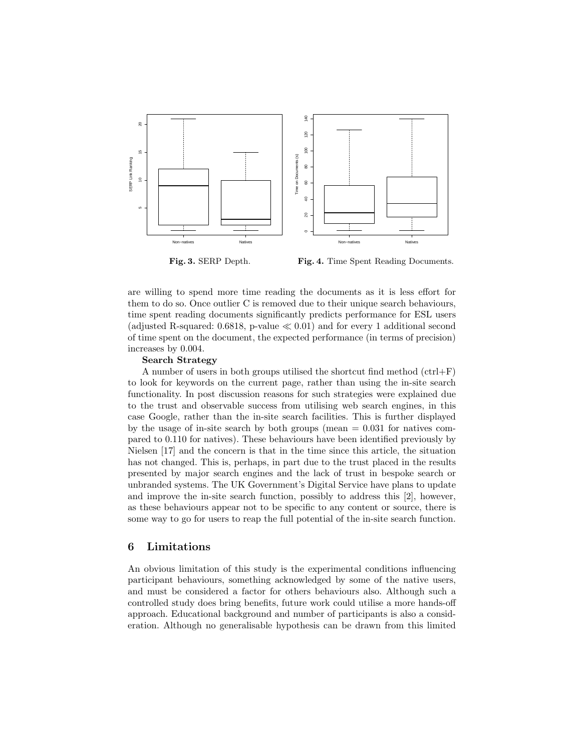SERP Link Ranking

20

15

10

5

Non−natives

Natives

Fig. 3. SERP Depth.

Time on Documents (s)

140

120

100

80

60

40

20

0

Non−natives

Natives

Fig. 4. Time Spent Reading Documents.

are willing to spend more time reading the documents as it is less effort for them to do so. Once outlier C is removed due to their unique search behaviours, time spent reading documents significantly predicts performance for ESL users (adjusted R-squared: 0.6818, p-value $\ll 0.01$) and for every 1 additional second of time spent on the document, the expected performance (in terms of precision) increases by 0.004.

**Search Strategy**

A number of users in both groups utilised the shortcut find method (ctrl+F) to look for keywords on the current page, rather than using the in-site search functionality. In post discussion reasons for such strategies were explained due to the trust and observable success from utilising web search engines, in this case Google, rather than the in-site search facilities. This is further displayed by the usage of in-site search by both groups (mean = 0.031 for natives compared to 0.110 for natives). These behaviours have been identified previously by Nielsen [17] and the concern is that in the time since this article, the situation has not changed. This is, perhaps, in part due to the trust placed in the results presented by major search engines and the lack of trust in bespoke search or unbranded systems. The UK Government's Digital Service have plans to update and improve the in-site search function, possibly to address this [2], however, as these behaviours appear not to be specific to any content or source, there is some way to go for users to reap the full potential of the in-site search function.

## 6 Limitations

An obvious limitation of this study is the experimental conditions influencing participant behaviours, something acknowledged by some of the native users, and must be considered a factor for others behaviours also. Although such a controlled study does bring benefits, future work could utilise a more hands-off approach. Educational background and number of participants is also a consideration. Although no generalisable hypothesis can be drawn from this limited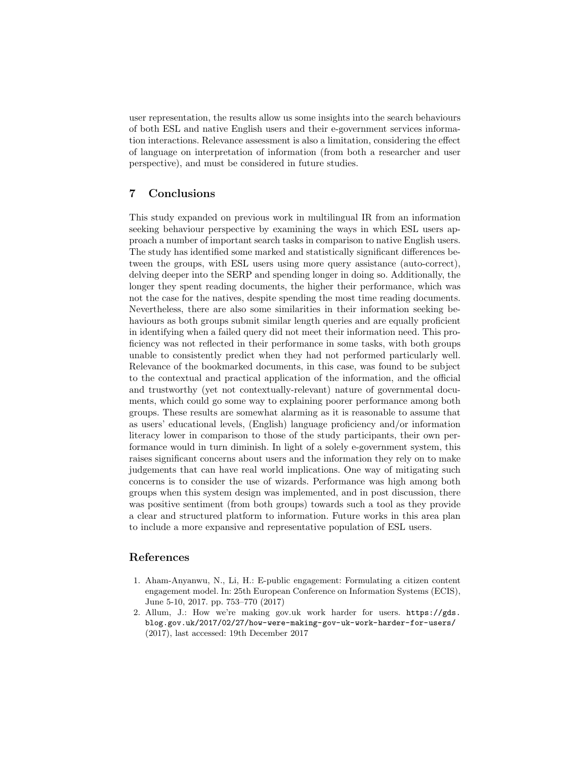user representation, the results allow us some insights into the search behaviours of both ESL and native English users and their e-government services information interactions. Relevance assessment is also a limitation, considering the effect of language on interpretation of information (from both a researcher and user perspective), and must be considered in future studies.

## 7 Conclusions

This study expanded on previous work in multilingual IR from an information seeking behaviour perspective by examining the ways in which ESL users approach a number of important search tasks in comparison to native English users. The study has identified some marked and statistically significant differences between the groups, with ESL users using more query assistance (auto-correct), delving deeper into the SERP and spending longer in doing so. Additionally, the longer they spent reading documents, the higher their performance, which was not the case for the natives, despite spending the most time reading documents. Nevertheless, there are also some similarities in their information seeking behaviours as both groups submit similar length queries and are equally proficient in identifying when a failed query did not meet their information need. This proficiency was not reflected in their performance in some tasks, with both groups unable to consistently predict when they had not performed particularly well. Relevance of the bookmarked documents, in this case, was found to be subject to the contextual and practical application of the information, and the official and trustworthy (yet not contextually-relevant) nature of governmental documents, which could go some way to explaining poorer performance among both groups. These results are somewhat alarming as it is reasonable to assume that as users' educational levels, (English) language proficiency and/or information literacy lower in comparison to those of the study participants, their own performance would in turn diminish. In light of a solely e-government system, this raises significant concerns about users and the information they rely on to make judgements that can have real world implications. One way of mitigating such concerns is to consider the use of wizards. Performance was high among both groups when this system design was implemented, and in post discussion, there was positive sentiment (from both groups) towards such a tool as they provide a clear and structured platform to information. Future works in this area plan to include a more expansive and representative population of ESL users.

## References

1. Aham-Anyanwu, N., Li, H.: E-public engagement: Formulating a citizen content engagement model. In: 25th European Conference on Information Systems (ECIS), June 5-10, 2017. pp. 753–770 (2017)
2. Allum, J.: How we're making gov.uk work harder for users. https://gds.blog.gov.uk/2017/02/27/how-were-making-gov-uk-work-harder-for-users/ (2017), last accessed: 19th December 2017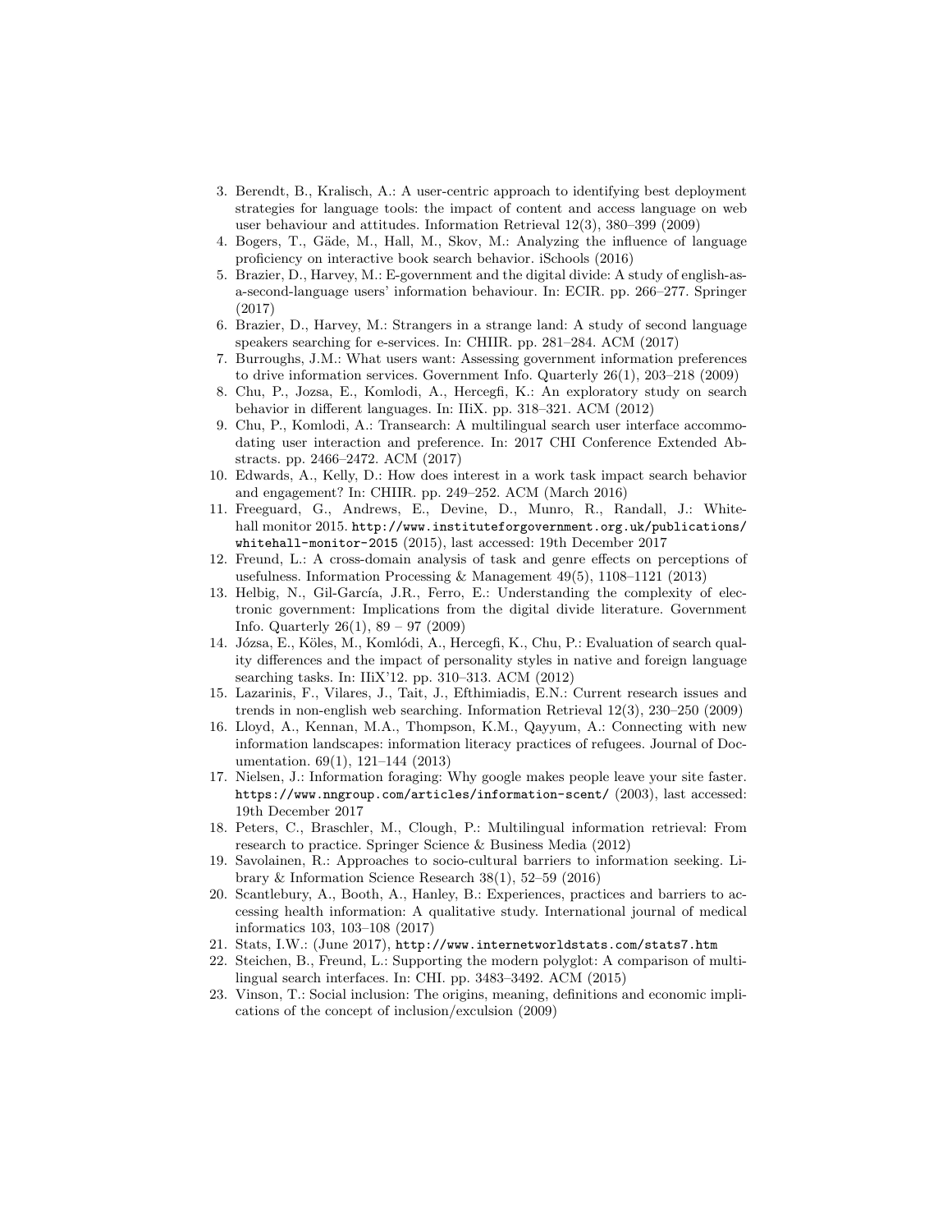3. Berendt, B., Kralisch, A.: A user-centric approach to identifying best deployment strategies for language tools: the impact of content and access language on web user behaviour and attitudes. Information Retrieval 12(3), 380–399 (2009)
4. Bogers, T., Gäde, M., Hall, M., Skov, M.: Analyzing the influence of language proficiency on interactive book search behavior. iSchools (2016)
5. Brazier, D., Harvey, M.: E-government and the digital divide: A study of english-as-a-second-language users' information behaviour. In: ECIR. pp. 266–277. Springer (2017)
6. Brazier, D., Harvey, M.: Strangers in a strange land: A study of second language speakers searching for e-services. In: CHIIR. pp. 281–284. ACM (2017)
7. Burroughs, J.M.: What users want: Assessing government information preferences to drive information services. Government Info. Quarterly 26(1), 203–218 (2009)
8. Chu, P., Jozsa, E., Komlodi, A., Hercegfi, K.: An exploratory study on search behavior in different languages. In: IIiX. pp. 318–321. ACM (2012)
9. Chu, P., Komlodi, A.: Transearch: A multilingual search user interface accommodating user interaction and preference. In: 2017 CHI Conference Extended Abstracts. pp. 2466–2472. ACM (2017)
10. Edwards, A., Kelly, D.: How does interest in a work task impact search behavior and engagement? In: CHIIR. pp. 249–252. ACM (March 2016)
11. Freeguard, G., Andrews, E., Devine, D., Munro, R., Randall, J.: Whitehall monitor 2015. `http://www.instituteforgovernment.org.uk/publications/whitehall-monitor-2015` (2015), last accessed: 19th December 2017
12. Freund, L.: A cross-domain analysis of task and genre effects on perceptions of usefulness. Information Processing & Management 49(5), 1108–1121 (2013)
13. Helbig, N., Gil-García, J.R., Ferro, E.: Understanding the complexity of electronic government: Implications from the digital divide literature. Government Info. Quarterly 26(1), 89 – 97 (2009)
14. Józsa, E., Köles, M., Komlódi, A., Hercegfi, K., Chu, P.: Evaluation of search quality differences and the impact of personality styles in native and foreign language searching tasks. In: IIiX'12. pp. 310–313. ACM (2012)
15. Lazarinis, F., Vilares, J., Tait, J., Efthimiadis, E.N.: Current research issues and trends in non-english web searching. Information Retrieval 12(3), 230–250 (2009)
16. Lloyd, A., Kennan, M.A., Thompson, K.M., Qayyum, A.: Connecting with new information landscapes: information literacy practices of refugees. Journal of Documentation. 69(1), 121–144 (2013)
17. Nielsen, J.: Information foraging: Why google makes people leave your site faster. `https://www.nngroup.com/articles/information-scent/` (2003), last accessed: 19th December 2017
18. Peters, C., Braschler, M., Clough, P.: Multilingual information retrieval: From research to practice. Springer Science & Business Media (2012)
19. Savolainen, R.: Approaches to socio-cultural barriers to information seeking. Library & Information Science Research 38(1), 52–59 (2016)
20. Scantlebury, A., Booth, A., Hanley, B.: Experiences, practices and barriers to accessing health information: A qualitative study. International journal of medical informatics 103, 103–108 (2017)
21. Stats, I.W.: (June 2017), `http://www.internetworldstats.com/stats7.htm`
22. Steichen, B., Freund, L.: Supporting the modern polyglot: A comparison of multilingual search interfaces. In: CHI. pp. 3483–3492. ACM (2015)
23. Vinson, T.: Social inclusion: The origins, meaning, definitions and economic implications of the concept of inclusion/exculsion (2009)